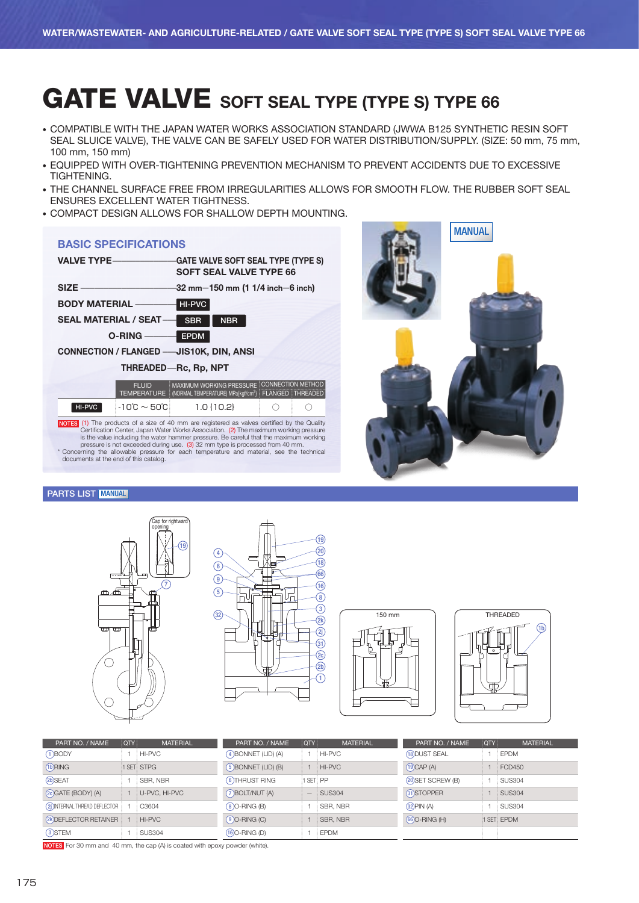# GATE VALVE SOFT SEAL TYPE (TYPE S) TYPE 66

- COMPATIBLE WITH THE JAPAN WATER WORKS ASSOCIATION STANDARD (JWWA B125 SYNTHETIC RESIN SOFT SEAL SLUICE VALVE), THE VALVE CAN BE SAFELY USED FOR WATER DISTRIBUTION/SUPPLY. (SIZE: 50 mm, 75 mm, 100 mm, 150 mm)
- EQUIPPED WITH OVER-TIGHTENING PREVENTION MECHANISM TO PREVENT ACCIDENTS DUE TO EXCESSIVE TIGHTENING.
- THE CHANNEL SURFACE FREE FROM IRREGULARITIES ALLOWS FOR SMOOTH FLOW. THE RUBBER SOFT SEAL ENSURES EXCELLENT WATER TIGHTNESS.
- COMPACT DESIGN ALLOWS FOR SHALLOW DEPTH MOUNTING.

## BASIC SPECIFICATIONS

**VALVE TYPE** — GATE VALVE SOFT SEAL TYPE (TYPE S) SOFT SEAL VALVE TYPE 66

**SIZE** — 32 mm–150 mm (1 1/4 inch–6 inch)

**BODY MATERIAL** — HI-PVC

**SEAL MATERIAL / SEAT** — SBR, NBR

**O-RING** — EPDM

**CONNECTION / FLANGED** — JIS10K, DIN, ANSI

**THREADED** — Rc, Rp, NPT

| | FLUID TEMPERATURE | MAXIMUM WORKING PRESSURE (NORMAL TEMPERATURE) MPa{kgf/cm²} | CONNECTION METHOD FLANGED | THREADED |
|---|---|---|---|---|
| HI-PVC | -10℃ ~ 50℃ | 1.0 {10.2} | ○ | ○ |

NOTES (1) The products of a size of 40 mm are registered as valves certified by the Quality Certification Center, Japan Water Works Association. (2) The maximum working pressure is the value including the water hammer pressure. Be careful that the maximum working pressure is not exceeded during use. (3) 32 mm type is processed from 40 mm.
\* Concerning the allowable pressure for each temperature and material, see the technical documents at the end of this catalog.

MANUAL

## PARTS LIST MANUAL

Cap for rightward opening

150 mm

THREADED

| PART NO. / NAME | QTY | MATERIAL |
|---|---|---|
| ① BODY | 1 | HI-PVC |
| ①b RING | 1 SET | STPG |
| ②b SEAT | 1 | SBR, NBR |
| ②c GATE (BODY) (A) | 1 | U-PVC, HI-PVC |
| ②j INTERNAL THREAD DEFLECTOR | 1 | C3604 |
| ②k DEFLECTOR RETAINER | 1 | HI-PVC |
| ③ STEM | 1 | SUS304 |
| ④ BONNET (LID) (A) | 1 | HI-PVC |
| ⑤ BONNET (LID) (B) | 1 | HI-PVC |
| ⑥ THRUST RING | 1 SET | PP |
| ⑦ BOLT/NUT (A) | — | SUS304 |
| ⑧ O-RING (B) | 1 | SBR, NBR |
| ⑨ O-RING (C) | 1 | SBR, NBR |
| ⑯ O-RING (D) | 1 | EPDM |
| ⑱ DUST SEAL | 1 | EPDM |
| ⑲ CAP (A) | 1 | FCD450 |
| ⑳ SET SCREW (B) | 1 | SUS304 |
| ㉛ STOPPER | 1 | SUS304 |
| ㉜ PIN (A) | 1 | SUS304 |
| ⑯⑥ O-RING (H) | 1 SET | EPDM |

NOTES For 30 mm and 40 mm, the cap (A) is coated with epoxy powder (white).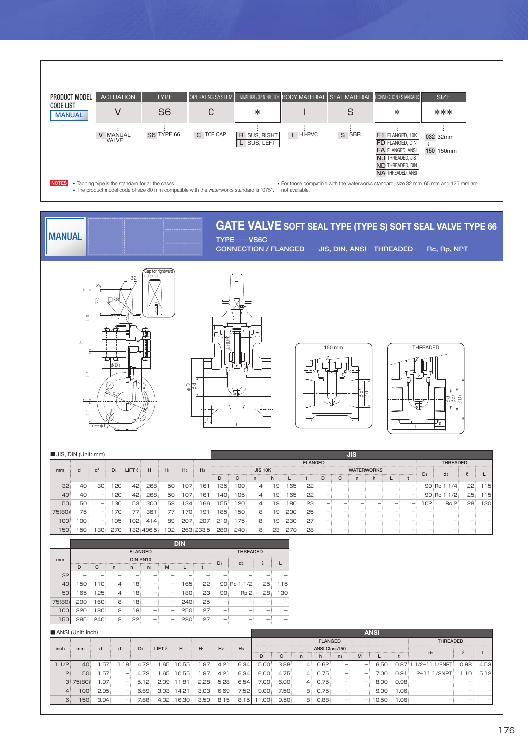## PRODUCT MODEL CODE LIST — MANUAL

| ACTUATION | TYPE | OPERATING SYSTEM | STEM MATERIAL / OPEN DIRECTION | BODY MATERIAL | SEAL MATERIAL | CONNECTION / STANDARD | SIZE |
|---|---|---|---|---|---|---|---|
| V | S6 | C | * | I | S | * | *** |
| V MANUAL VALVE | S6 TYPE 66 | C TOP CAP | R SUS, RIGHT<br>L SUS, LEFT | I HI-PVC | S SBR | F1 FLANGED, 10K<br>FD FLANGED, DIN<br>FA FLANGED, ANSI<br>NJ THREADED, JIS<br>ND THREADED, DIN<br>NA THREADED, ANSI | 032 32mm<br>~<br>150 150mm |

**NOTES**
- Tapping type is the standard for all the cases.
- The product model code of size 80 mm compatible with the waterworks standard is "075".
- For those compatible with the waterworks standard, size 32 mm, 65 mm and 125 mm are not available.

# MANUAL

## GATE VALVE SOFT SEAL TYPE (TYPE S) SOFT SEAL VALVE TYPE 66

TYPE——VS6C

CONNECTION / FLANGED——JIS, DIN, ANSI THREADED——Rc, Rp, NPT

□32
□38
Cap for rightward opening
150 mm
THREADED

■ JIS, DIN (Unit: mm)

| mm | d | d' | D1 | LIFT ℓ | H | H1 | H2 | H3 | JIS FLANGED JIS 10K D | C | n | h | L | t | WATERWORKS D | C | n | h | L | t | THREADED D1 | d2 | ℓ | L |
|---|---|---|---|---|---|---|---|---|---|---|---|---|---|---|---|---|---|---|---|---|---|---|---|---|
| 32 | 40 | 30 | 120 | 42 | 268 | 50 | 107 | 161 | 135 | 100 | 4 | 19 | 165 | 22 | – | – | – | – | – | – | 90 | Rc 1 1/4 | 22 | 115 |
| 40 | 40 | – | 120 | 42 | 268 | 50 | 107 | 161 | 140 | 105 | 4 | 19 | 165 | 22 | – | – | – | – | – | – | 90 | Rc 1 1/2 | 25 | 115 |
| 50 | 50 | – | 130 | 53 | 300 | 58 | 134 | 166 | 155 | 120 | 4 | 19 | 180 | 23 | – | – | – | – | – | – | 102 | Rc 2 | 28 | 130 |
| 75(80) | 75 | – | 170 | 77 | 361 | 77 | 170 | 191 | 185 | 150 | 8 | 19 | 200 | 25 | – | – | – | – | – | – | – | – | – | – |
| 100 | 100 | – | 195 | 102 | 414 | 89 | 207 | 207 | 210 | 175 | 8 | 19 | 230 | 27 | – | – | – | – | – | – | – | – | – | – |
| 150 | 150 | 130 | 270 | 132 | 496.5 | 102 | 263 | 233.5 | 280 | 240 | 8 | 23 | 270 | 28 | – | – | – | – | – | – | – | – | – | – |

**DIN**

| mm | FLANGED DIN PN10 D | C | n | h | n1 | M | L | t | THREADED D1 | d2 | ℓ | L |
|---|---|---|---|---|---|---|---|---|---|---|---|---|
| 32 | – | – | – | – | – | – | – | – | – | – | – | – |
| 40 | 150 | 110 | 4 | 18 | – | – | 165 | 22 | 90 | Rp 1 1/2 | 25 | 115 |
| 50 | 165 | 125 | 4 | 18 | – | – | 180 | 23 | 90 | Rp 2 | 28 | 130 |
| 75(80) | 200 | 160 | 8 | 18 | – | – | 240 | 25 | – | – | – | – |
| 100 | 220 | 180 | 8 | 18 | – | – | 250 | 27 | – | – | – | – |
| 150 | 285 | 240 | 8 | 22 | – | – | 280 | 27 | – | – | – | – |

■ ANSI (Unit: inch)

| inch | mm | d | d' | D1 | LIFT ℓ | H | H1 | H2 | H3 | ANSI FLANGED ANSI Class150 D | C | n | h | n1 | M | L | t | THREADED d2 | ℓ | L |
|---|---|---|---|---|---|---|---|---|---|---|---|---|---|---|---|---|---|---|---|---|
| 1 1/2 | 40 | 1.57 | 1.18 | 4.72 | 1.65 | 10.55 | 1.97 | 4.21 | 6.34 | 5.00 | 3.88 | 4 | 0.62 | – | – | 6.50 | 0.87 | 1 1/2–11 1/2NPT | 0.98 | 4.53 |
| 2 | 50 | 1.57 | – | 4.72 | 1.65 | 10.55 | 1.97 | 4.21 | 6.34 | 6.00 | 4.75 | 4 | 0.75 | – | – | 7.00 | 0.91 | 2–11 1/2NPT | 1.10 | 5.12 |
| 3 | 75(80) | 1.97 | – | 5.12 | 2.09 | 11.81 | 2.28 | 5.28 | 6.54 | 7.00 | 6.00 | 4 | 0.75 | – | – | 8.00 | 0.98 | – | – | – |
| 4 | 100 | 2.95 | – | 6.69 | 3.03 | 14.21 | 3.03 | 6.69 | 7.52 | 9.00 | 7.50 | 8 | 0.75 | – | – | 9.00 | 1.06 | – | – | – |
| 6 | 150 | 3.94 | – | 7.68 | 4.02 | 16.30 | 3.50 | 8.15 | 8.15 | 11.00 | 9.50 | 8 | 0.88 | – | – | 10.50 | 1.06 | – | – | – |